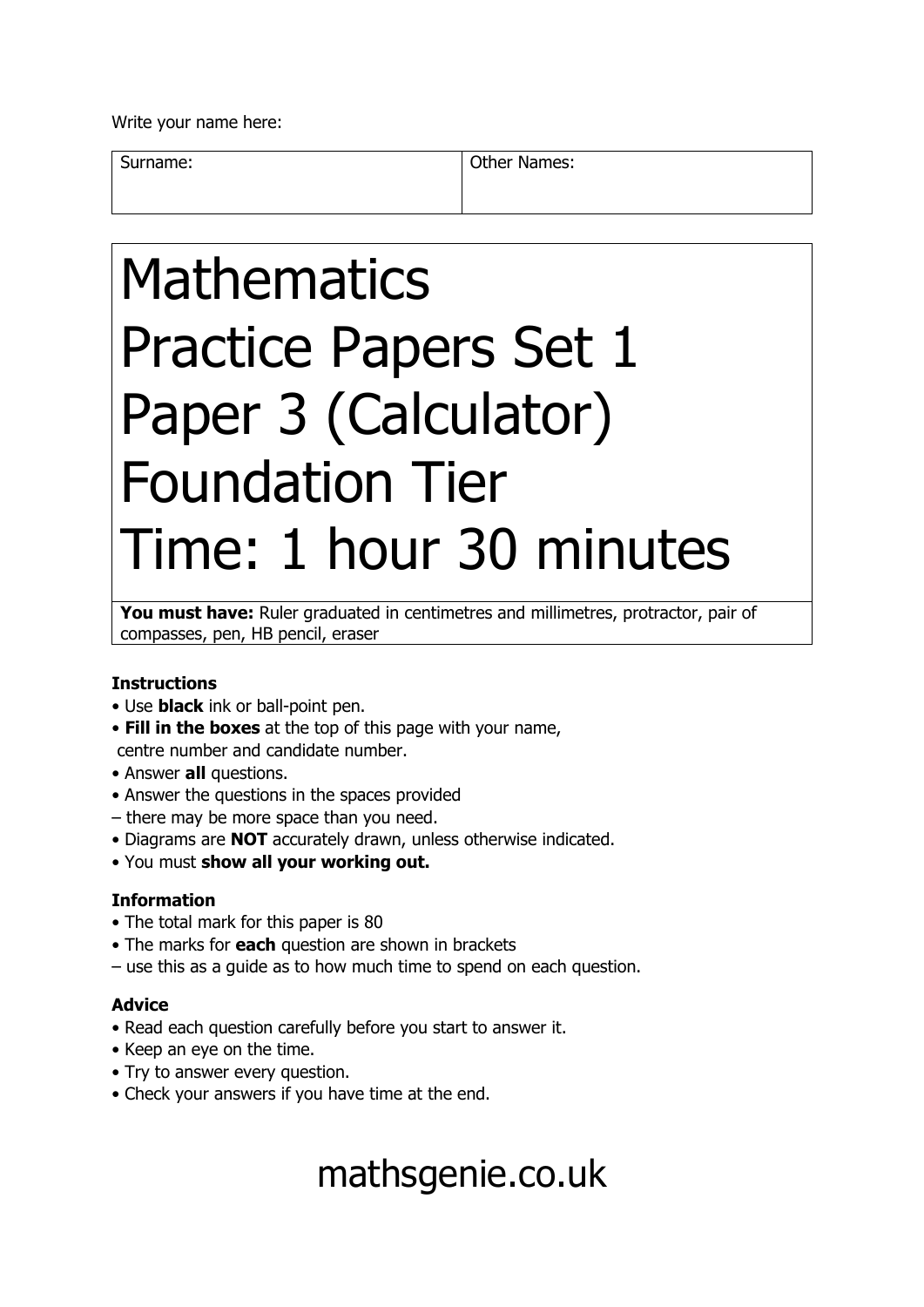Write your name here:

| Surname: | Other Names: |
|---|---|
| | |

# Mathematics
# Practice Papers Set 1
# Paper 3 (Calculator)
# Foundation Tier
# Time: 1 hour 30 minutes

**You must have:** Ruler graduated in centimetres and millimetres, protractor, pair of compasses, pen, HB pencil, eraser

**Instructions**

- Use **black** ink or ball-point pen.
- **Fill in the boxes** at the top of this page with your name, centre number and candidate number.
- Answer **all** questions.
- Answer the questions in the spaces provided – there may be more space than you need.
- Diagrams are **NOT** accurately drawn, unless otherwise indicated.
- You must **show all your working out.**

**Information**

- The total mark for this paper is 80
- The marks for **each** question are shown in brackets – use this as a guide as to how much time to spend on each question.

**Advice**

- Read each question carefully before you start to answer it.
- Keep an eye on the time.
- Try to answer every question.
- Check your answers if you have time at the end.

mathsgenie.co.uk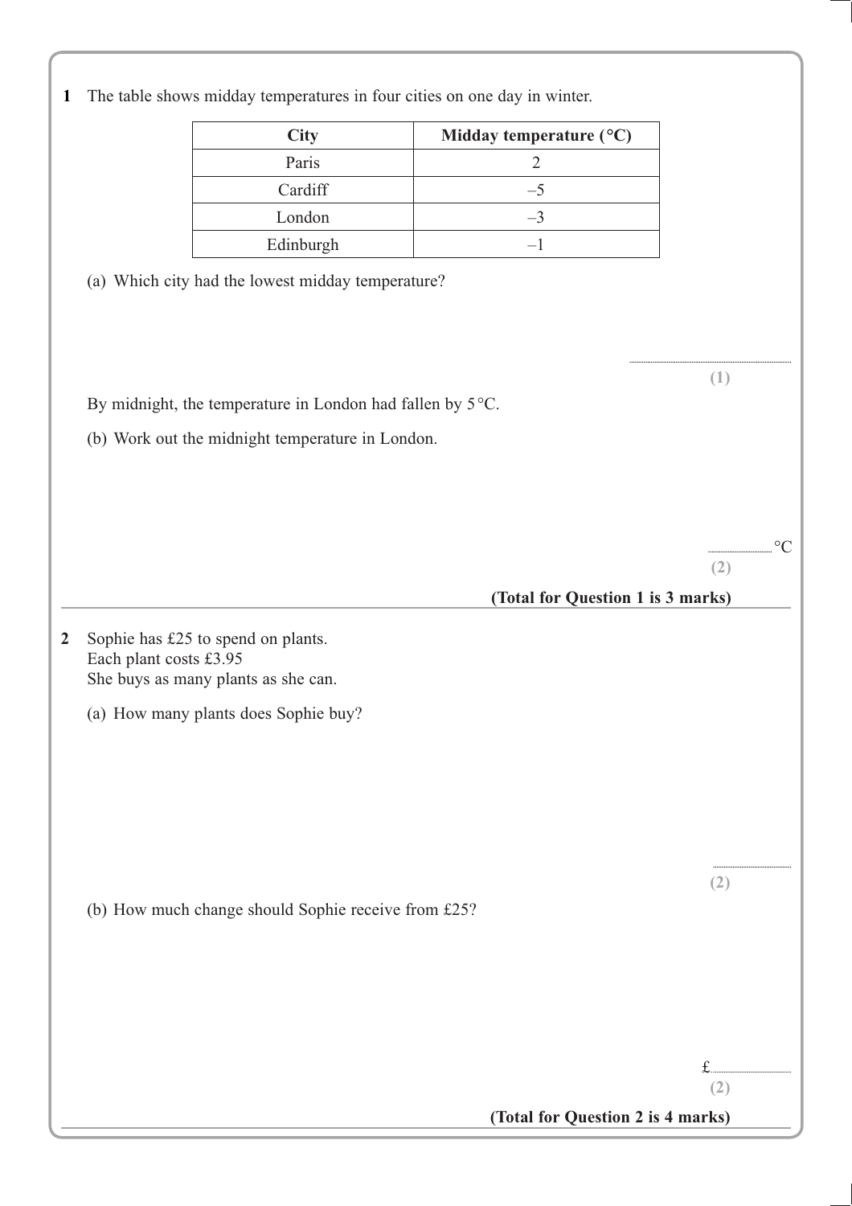**1** The table shows midday temperatures in four cities on one day in winter.

| City | Midday temperature (°C) |
|---|---|
| Paris | 2 |
| Cardiff | –5 |
| London | –3 |
| Edinburgh | –1 |

(a) Which city had the lowest midday temperature?

..............................................................

**(1)**

By midnight, the temperature in London had fallen by 5 °C.

(b) Work out the midnight temperature in London.

.............................. °C

**(2)**

**(Total for Question 1 is 3 marks)**

---

**2** Sophie has £25 to spend on plants.
Each plant costs £3.95
She buys as many plants as she can.

(a) How many plants does Sophie buy?

..............................

**(2)**

(b) How much change should Sophie receive from £25?

£..............................

**(2)**

**(Total for Question 2 is 4 marks)**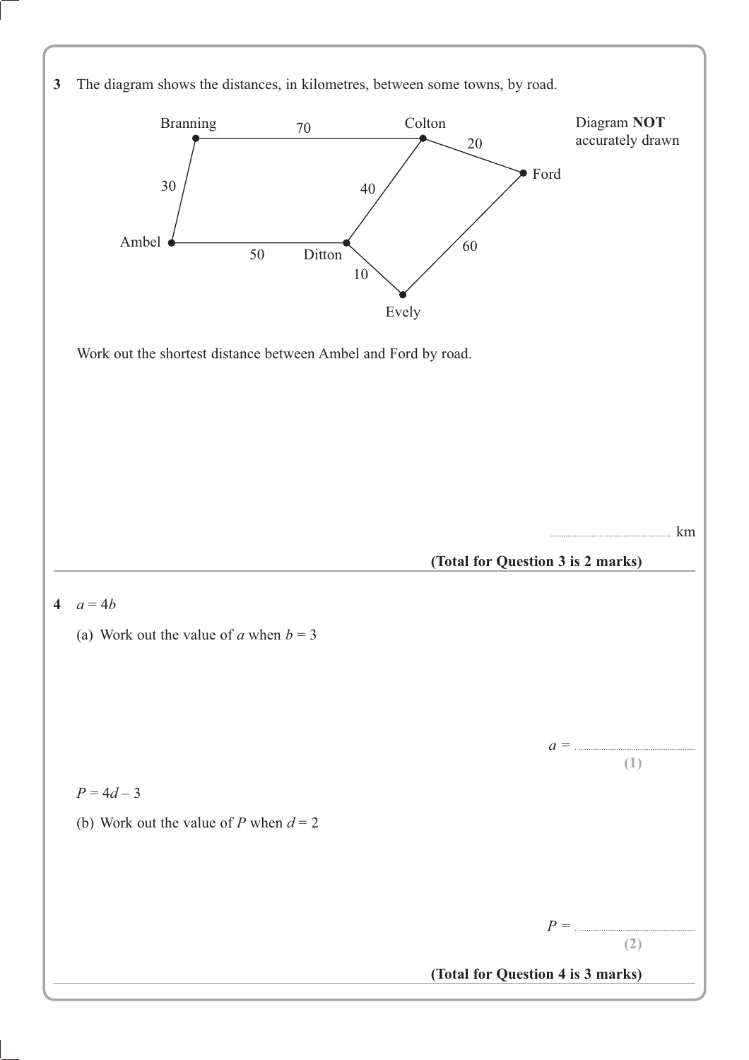**3** The diagram shows the distances, in kilometres, between some towns, by road.

Diagram **NOT** accurately drawn

Branning – Colton: 70
Colton – Ford: 20
Branning – Ambel: 30
Colton – Ditton: 40
Ambel – Ditton: 50
Ford – Evely: 60
Ditton – Evely: 10

Work out the shortest distance between Ambel and Ford by road.

.......................................................... km

**(Total for Question 3 is 2 marks)**

---

**4** $a = 4b$

(a) Work out the value of $a$ when $b = 3$

$a =$ ..........................................................

**(1)**

$P = 4d - 3$

(b) Work out the value of $P$ when $d = 2$

$P =$ ..........................................................

**(2)**

**(Total for Question 4 is 3 marks)**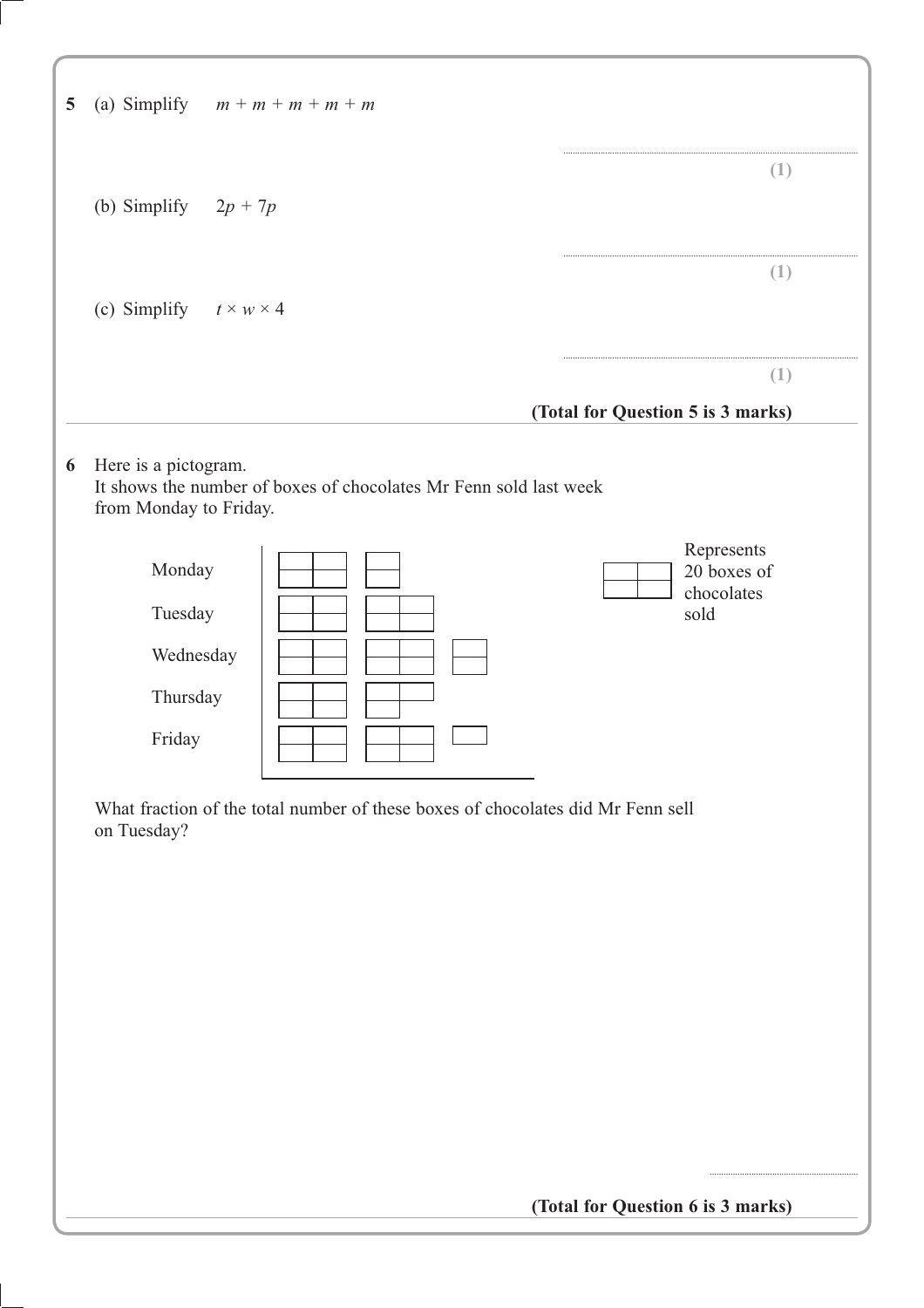**5** (a) Simplify $m + m + m + m + m$

..............................................................

**(1)**

(b) Simplify $2p + 7p$

..............................................................

**(1)**

(c) Simplify $t \times w \times 4$

..............................................................

**(1)**

**(Total for Question 5 is 3 marks)**

---

**6** Here is a pictogram.
It shows the number of boxes of chocolates Mr Fenn sold last week from Monday to Friday.

| Day | |
|---|---|
| Monday | |
| Tuesday | |
| Wednesday | |
| Thursday | |
| Friday | |

Represents 20 boxes of chocolates sold

What fraction of the total number of these boxes of chocolates did Mr Fenn sell on Tuesday?

..............................................................

**(Total for Question 6 is 3 marks)**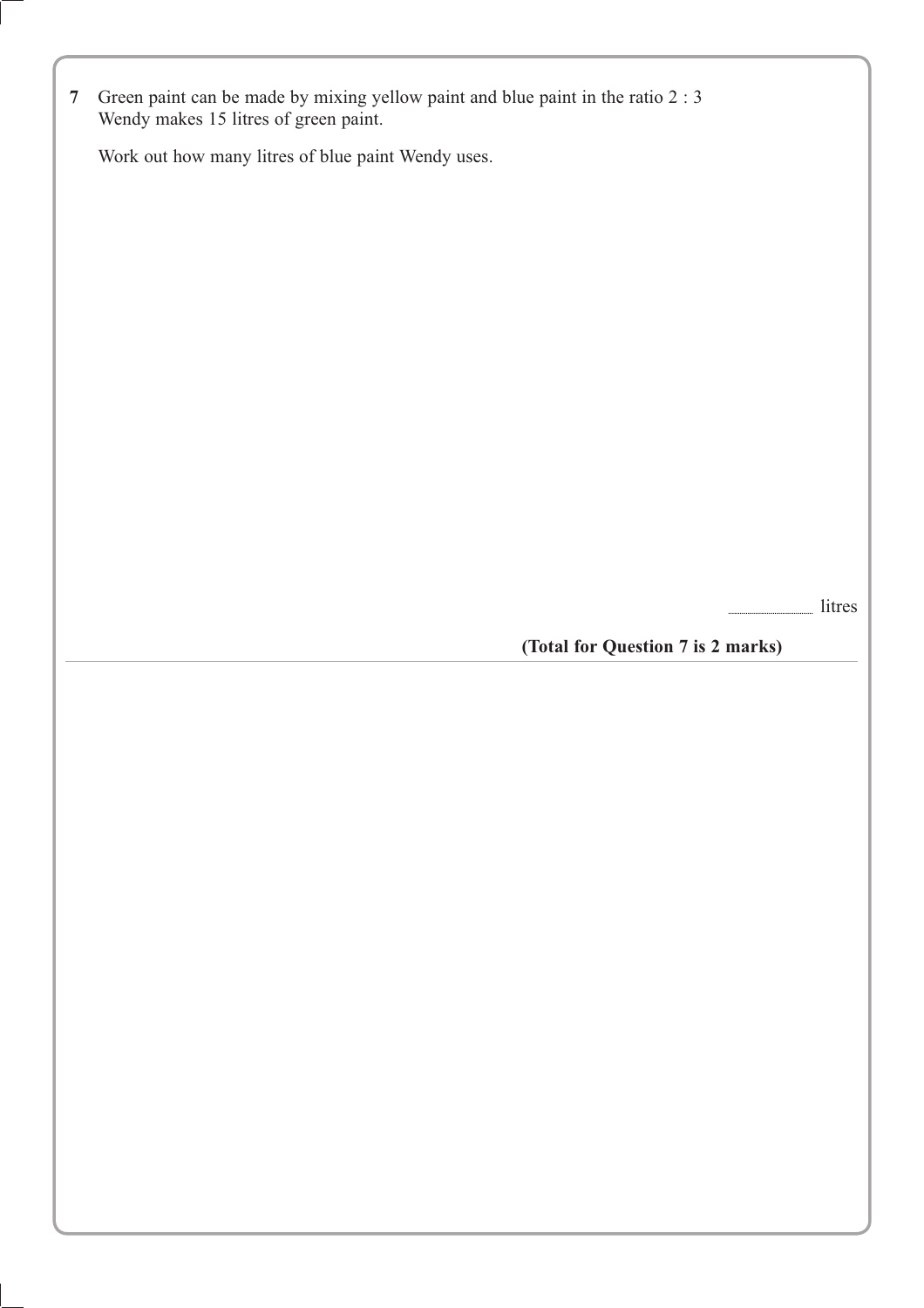**7** Green paint can be made by mixing yellow paint and blue paint in the ratio 2 : 3
Wendy makes 15 litres of green paint.

Work out how many litres of blue paint Wendy uses.

.......................... litres

**(Total for Question 7 is 2 marks)**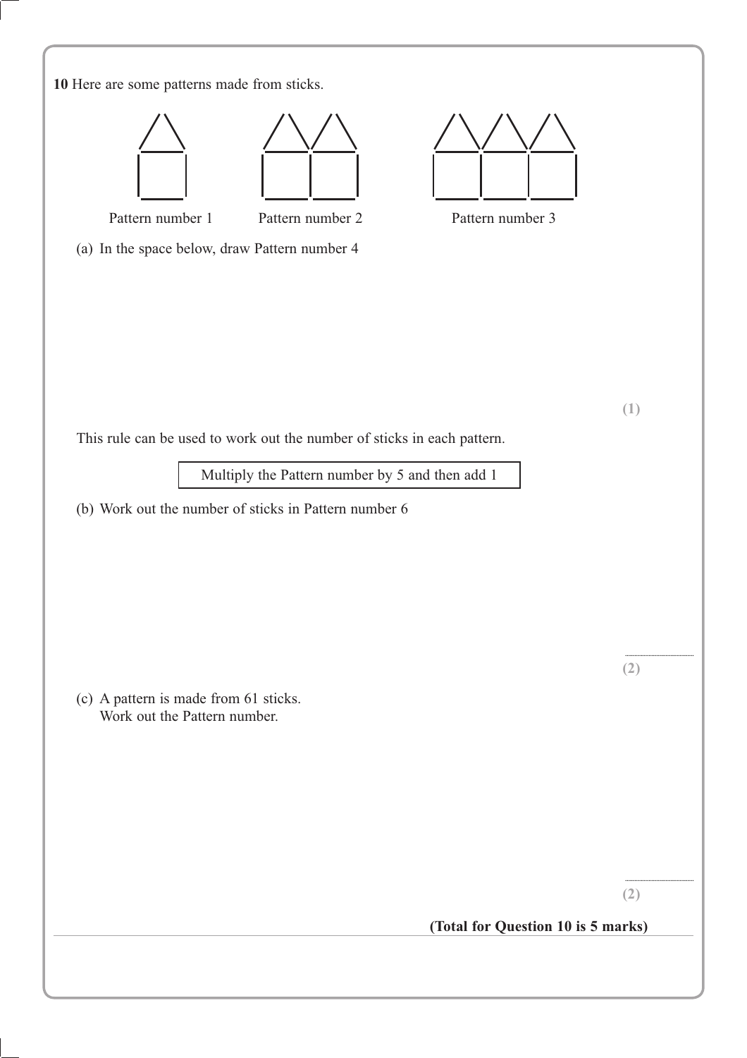**10** Here are some patterns made from sticks.

Pattern number 1 &nbsp;&nbsp;&nbsp;&nbsp; Pattern number 2 &nbsp;&nbsp;&nbsp;&nbsp; Pattern number 3

(a) In the space below, draw Pattern number 4

**(1)**

This rule can be used to work out the number of sticks in each pattern.

| Multiply the Pattern number by 5 and then add 1 |
|---|

(b) Work out the number of sticks in Pattern number 6

..............................

**(2)**

(c) A pattern is made from 61 sticks.
Work out the Pattern number.

..............................

**(2)**

**(Total for Question 10 is 5 marks)**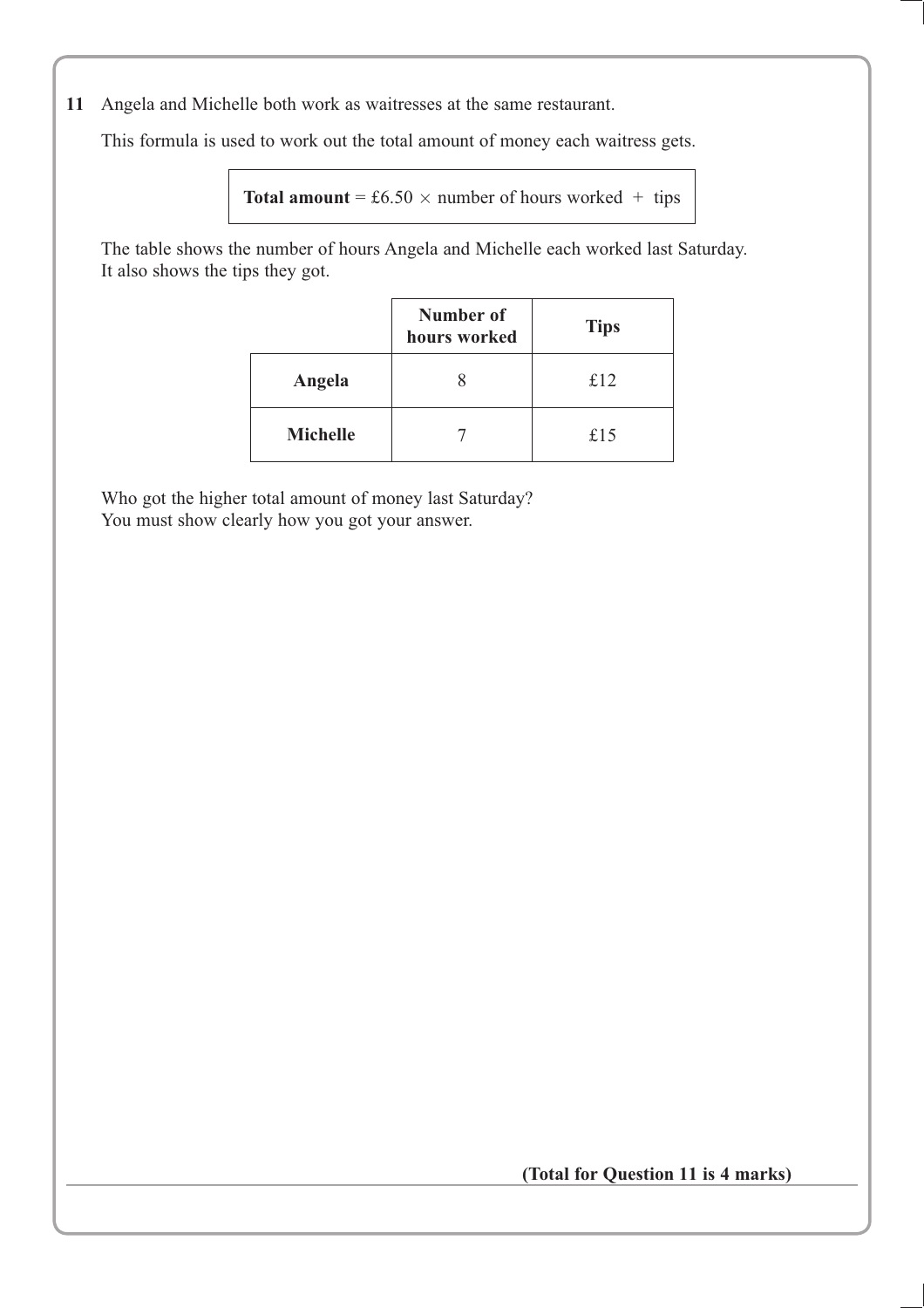**11** Angela and Michelle both work as waitresses at the same restaurant.

This formula is used to work out the total amount of money each waitress gets.

> **Total amount** = £6.50 $\times$ number of hours worked $+$ tips

The table shows the number of hours Angela and Michelle each worked last Saturday.
It also shows the tips they got.

| | Number of hours worked | Tips |
|---|---|---|
| **Angela** | 8 | £12 |
| **Michelle** | 7 | £15 |

Who got the higher total amount of money last Saturday?
You must show clearly how you got your answer.

**(Total for Question 11 is 4 marks)**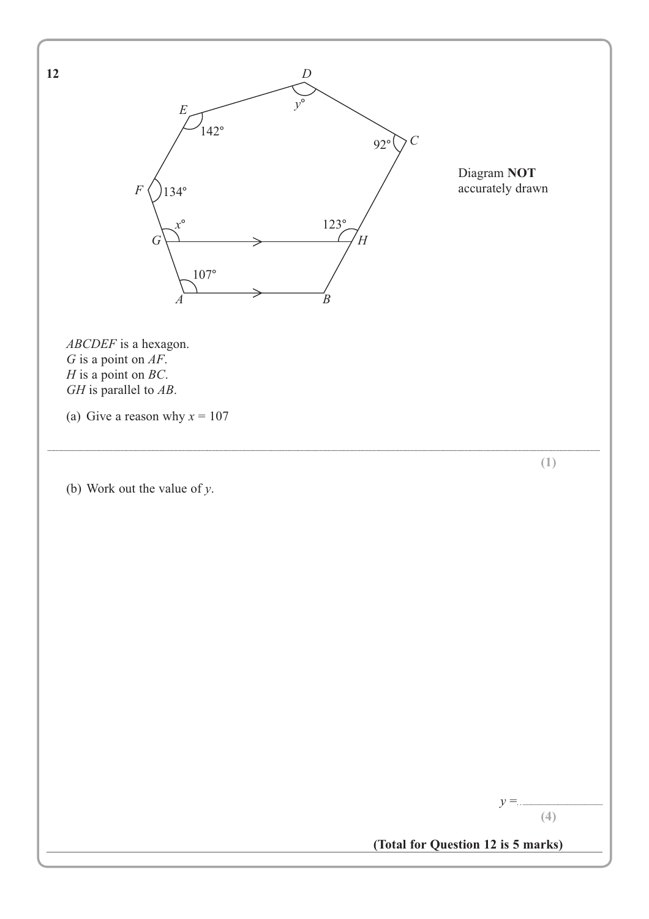**12**

Diagram **NOT** accurately drawn

$ABCDEF$ is a hexagon.
$G$ is a point on $AF$.
$H$ is a point on $BC$.
$GH$ is parallel to $AB$.

(a) Give a reason why $x = 107$

..........................................................................................................................................

**(1)**

(b) Work out the value of $y$.

$y =$ ..............................

**(4)**

**(Total for Question 12 is 5 marks)**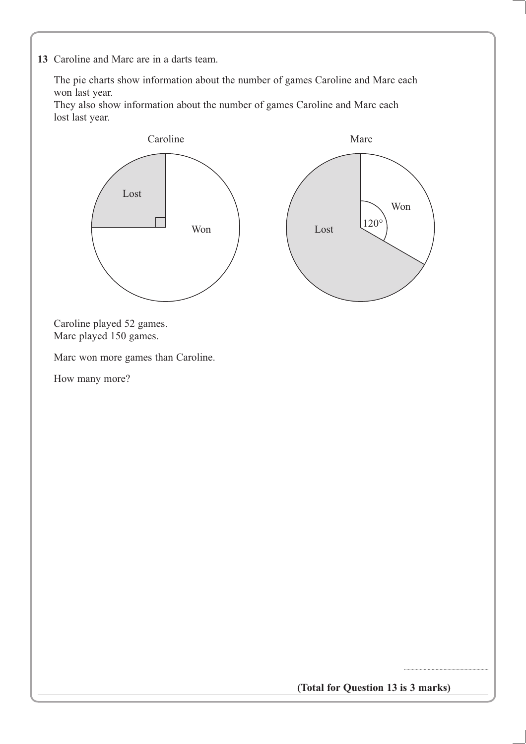**13** Caroline and Marc are in a darts team.

The pie charts show information about the number of games Caroline and Marc each won last year.
They also show information about the number of games Caroline and Marc each lost last year.

Caroline

Lost

Won

Marc

Won

$120°$

Lost

Caroline played 52 games.
Marc played 150 games.

Marc won more games than Caroline.

How many more?

..............................................

**(Total for Question 13 is 3 marks)**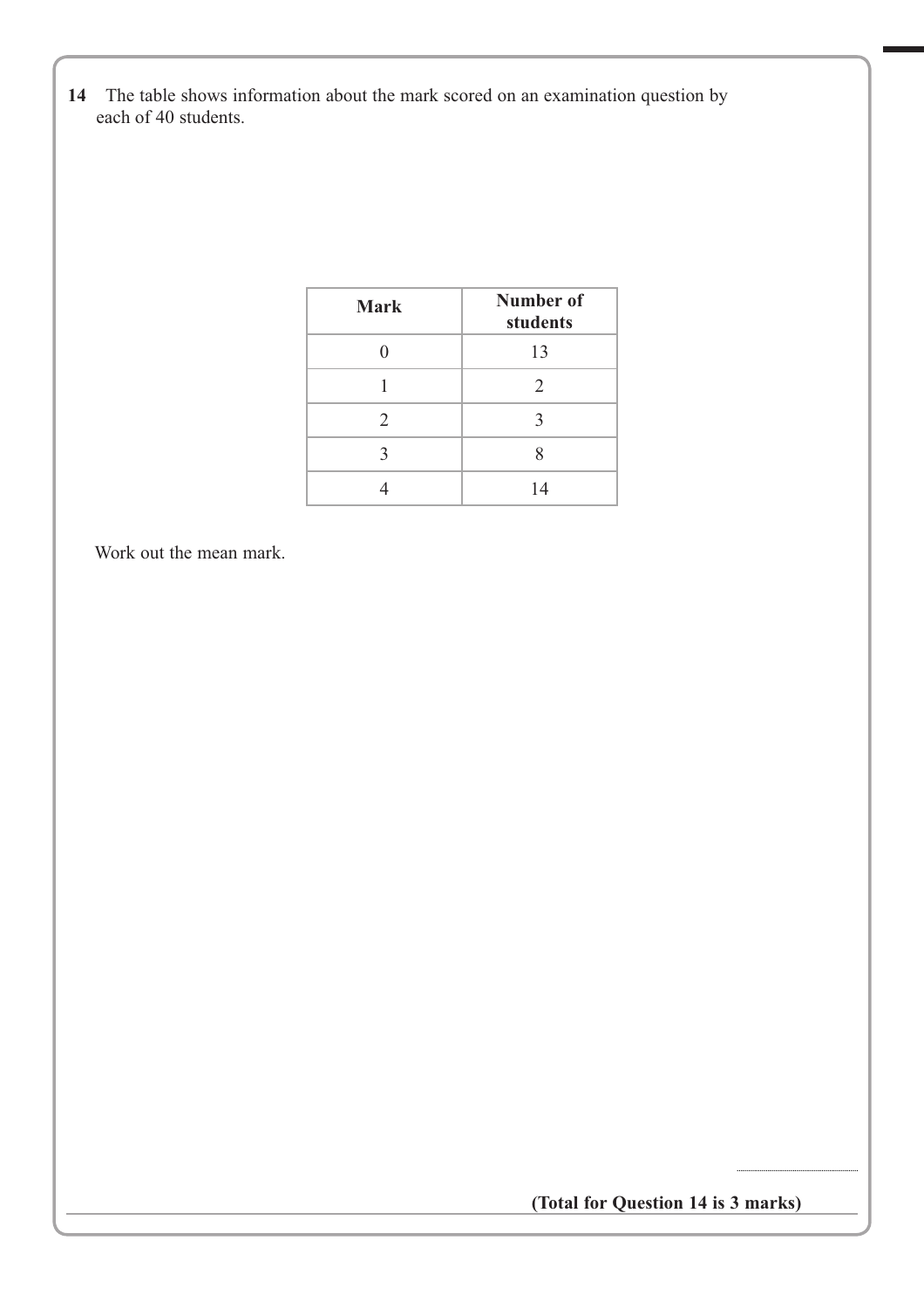**14** The table shows information about the mark scored on an examination question by each of 40 students.

| Mark | Number of students |
| --- | --- |
| 0 | 13 |
| 1 | 2 |
| 2 | 3 |
| 3 | 8 |
| 4 | 14 |

Work out the mean mark.

..............................

**(Total for Question 14 is 3 marks)**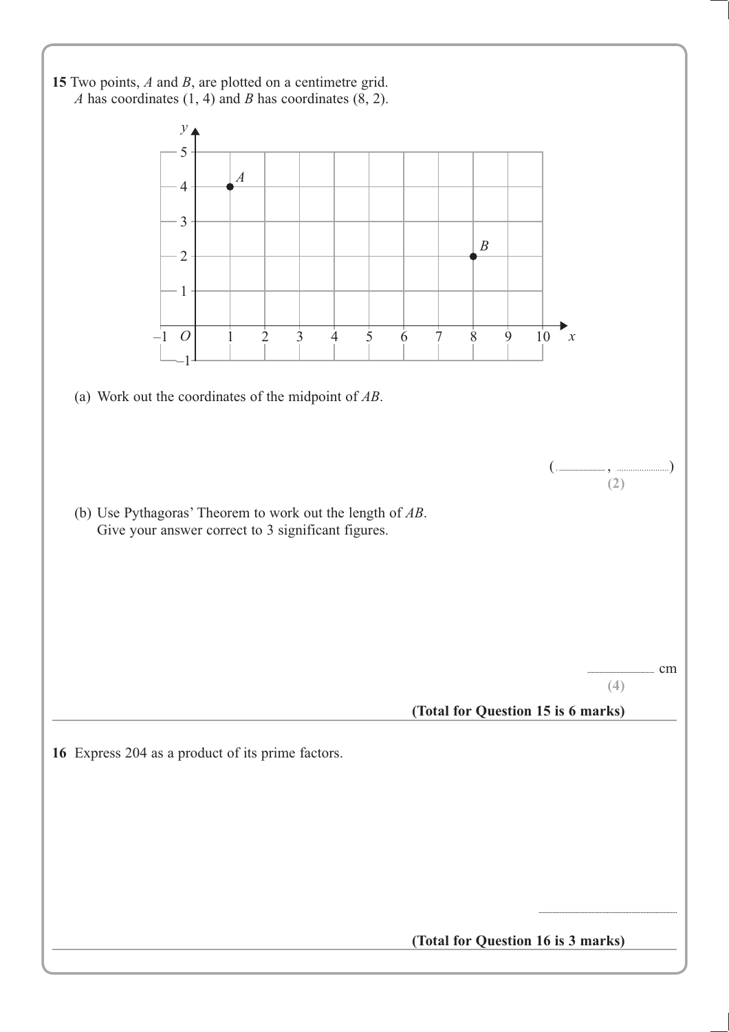**15** Two points, $A$ and $B$, are plotted on a centimetre grid.
$A$ has coordinates (1, 4) and $B$ has coordinates (8, 2).

(a) Work out the coordinates of the midpoint of $AB$.

( .................... , .................... )
**(2)**

(b) Use Pythagoras' Theorem to work out the length of $AB$.
Give your answer correct to 3 significant figures.

.................................... cm
**(4)**

**(Total for Question 15 is 6 marks)**

---

**16** Express 204 as a product of its prime factors.

....................................................

**(Total for Question 16 is 3 marks)**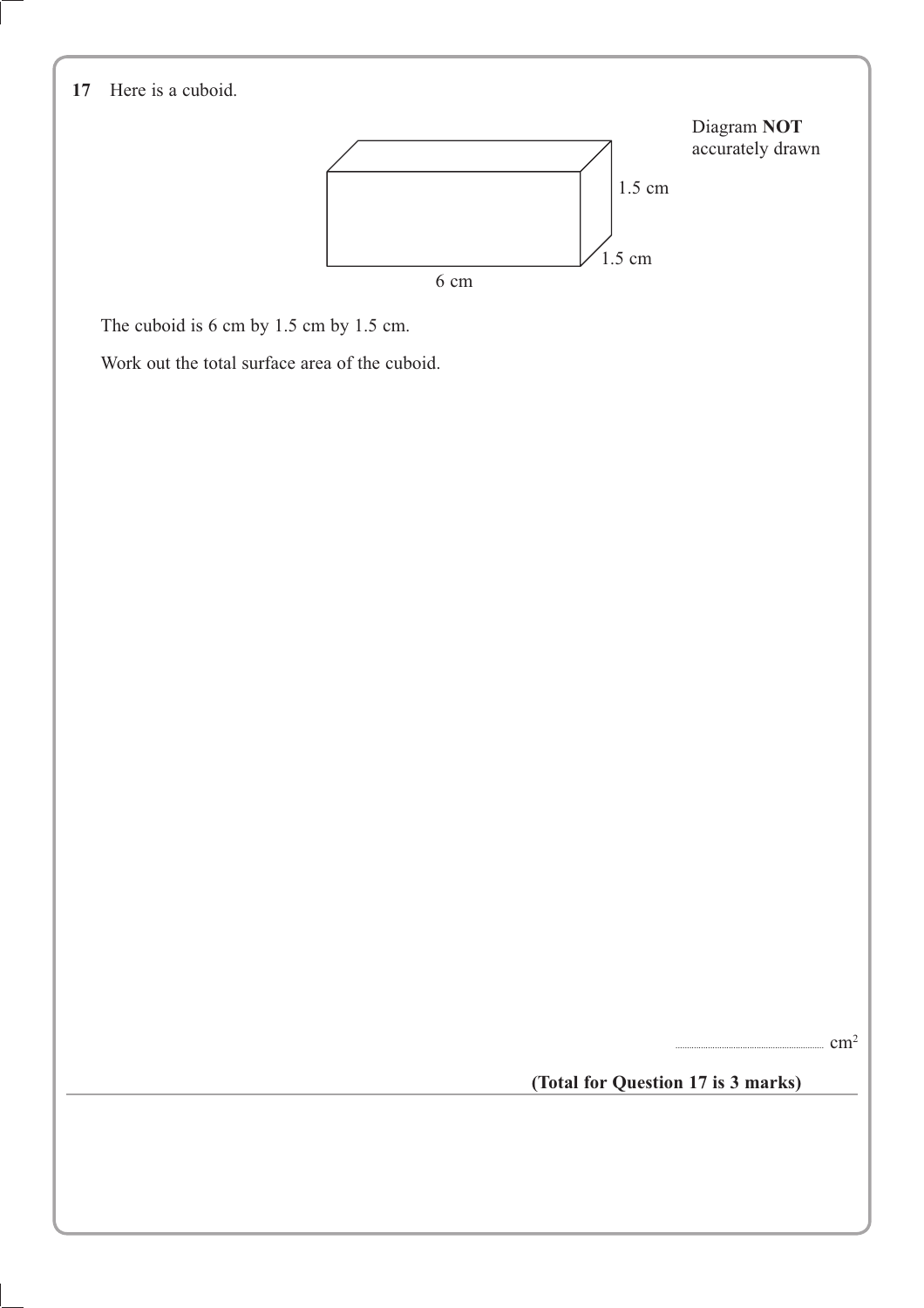**17** Here is a cuboid.

Diagram **NOT** accurately drawn

1.5 cm

1.5 cm

6 cm

The cuboid is 6 cm by 1.5 cm by 1.5 cm.

Work out the total surface area of the cuboid.

.......................................................... $cm^2$

**(Total for Question 17 is 3 marks)**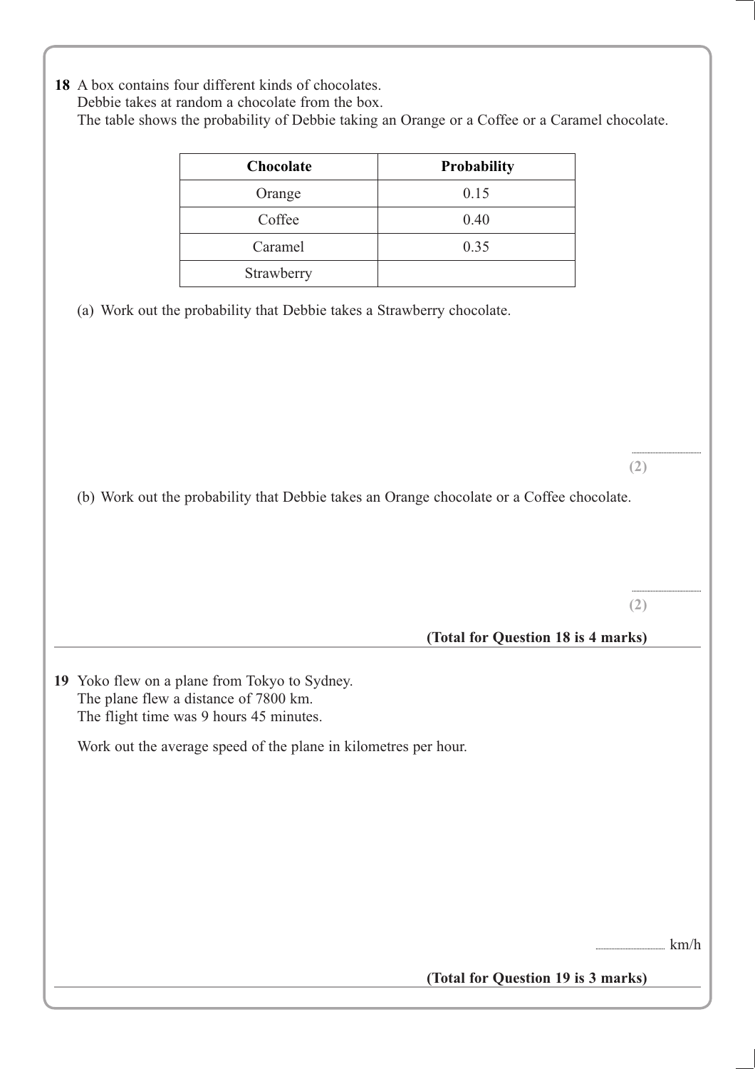**18** A box contains four different kinds of chocolates.
Debbie takes at random a chocolate from the box.
The table shows the probability of Debbie taking an Orange or a Coffee or a Caramel chocolate.

| Chocolate | Probability |
|---|---|
| Orange | 0.15 |
| Coffee | 0.40 |
| Caramel | 0.35 |
| Strawberry | |

(a) Work out the probability that Debbie takes a Strawberry chocolate.

..........................
**(2)**

(b) Work out the probability that Debbie takes an Orange chocolate or a Coffee chocolate.

..........................
**(2)**

**(Total for Question 18 is 4 marks)**

---

**19** Yoko flew on a plane from Tokyo to Sydney.
The plane flew a distance of 7800 km.
The flight time was 9 hours 45 minutes.

Work out the average speed of the plane in kilometres per hour.

.......................... km/h

**(Total for Question 19 is 3 marks)**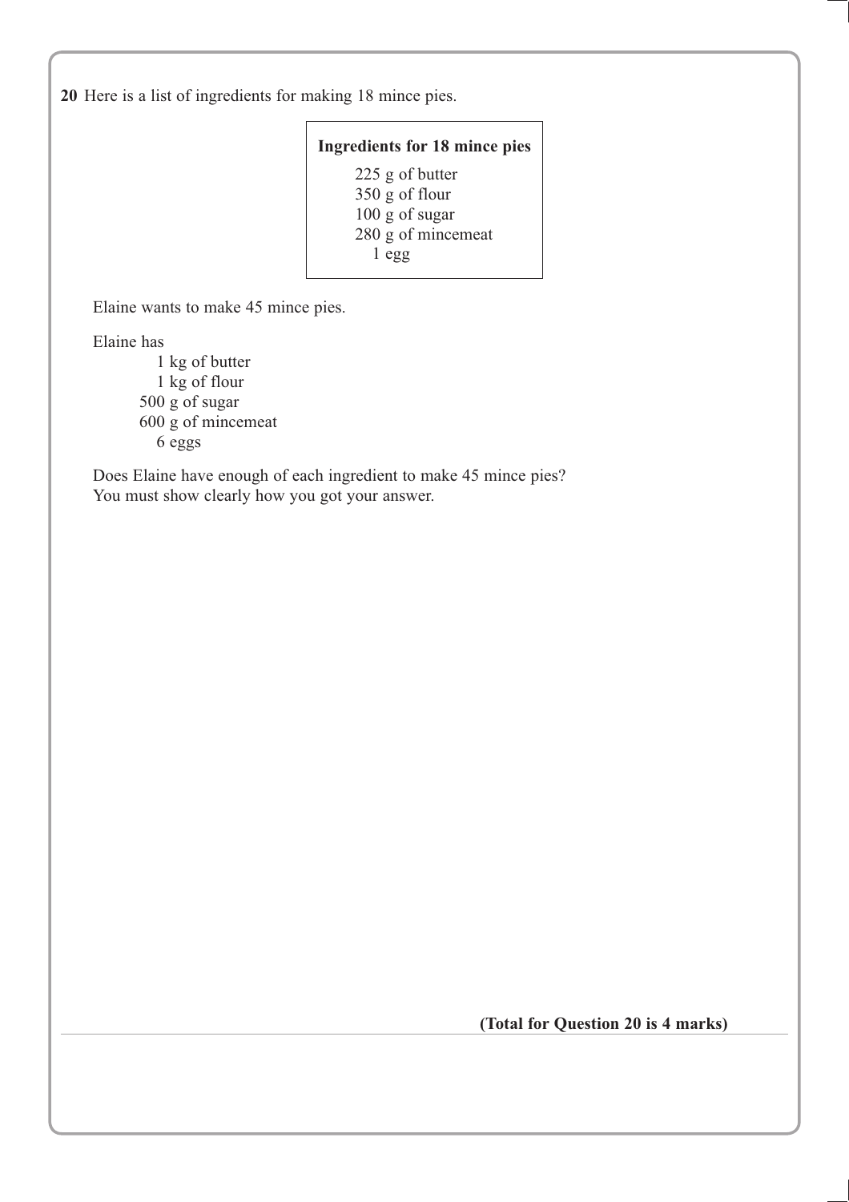**20** Here is a list of ingredients for making 18 mince pies.

**Ingredients for 18 mince pies**

225 g of butter
350 g of flour
100 g of sugar
280 g of mincemeat
1 egg

Elaine wants to make 45 mince pies.

Elaine has

1 kg of butter
1 kg of flour
500 g of sugar
600 g of mincemeat
6 eggs

Does Elaine have enough of each ingredient to make 45 mince pies?
You must show clearly how you got your answer.

**(Total for Question 20 is 4 marks)**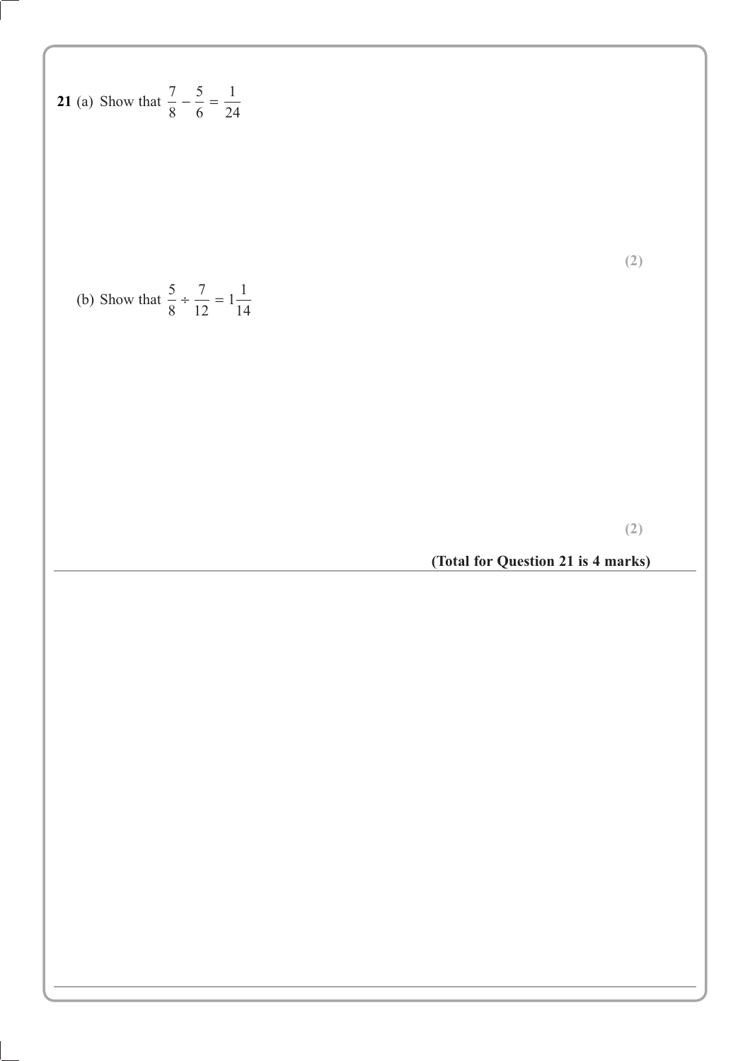**21** (a) Show that $\frac{7}{8} - \frac{5}{6} = \frac{1}{24}$

**(2)**

(b) Show that $\frac{5}{8} \div \frac{7}{12} = 1\frac{1}{14}$

**(2)**

**(Total for Question 21 is 4 marks)**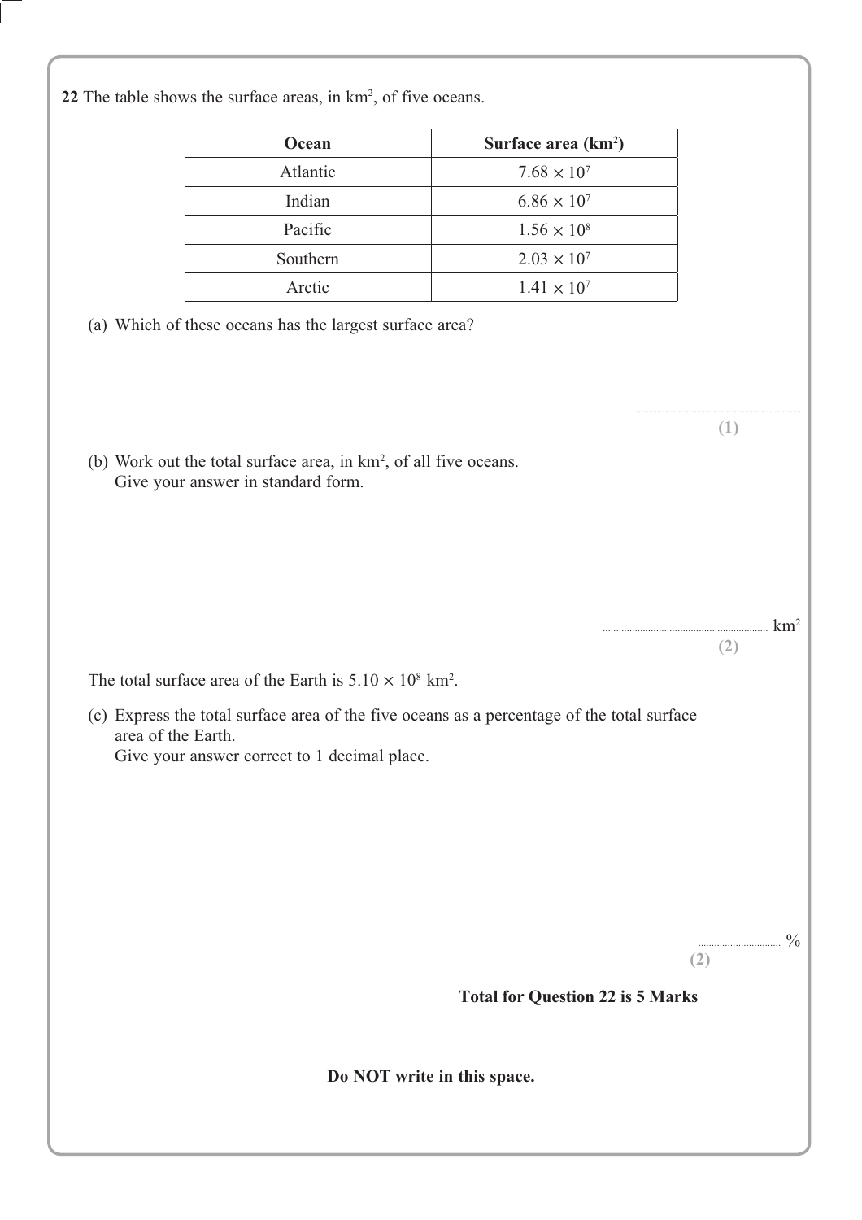**22** The table shows the surface areas, in $km^2$, of five oceans.

| Ocean | Surface area ($km^2$) |
|---|---|
| Atlantic | $7.68 \times 10^7$ |
| Indian | $6.86 \times 10^7$ |
| Pacific | $1.56 \times 10^8$ |
| Southern | $2.03 \times 10^7$ |
| Arctic | $1.41 \times 10^7$ |

(a) Which of these oceans has the largest surface area?

..............................................................
**(1)**

(b) Work out the total surface area, in $km^2$, of all five oceans.
Give your answer in standard form.

.............................................................. $km^2$
**(2)**

The total surface area of the Earth is $5.10 \times 10^8$ $km^2$.

(c) Express the total surface area of the five oceans as a percentage of the total surface area of the Earth.
Give your answer correct to 1 decimal place.

.............................. %
**(2)**

**Total for Question 22 is 5 Marks**

**Do NOT write in this space.**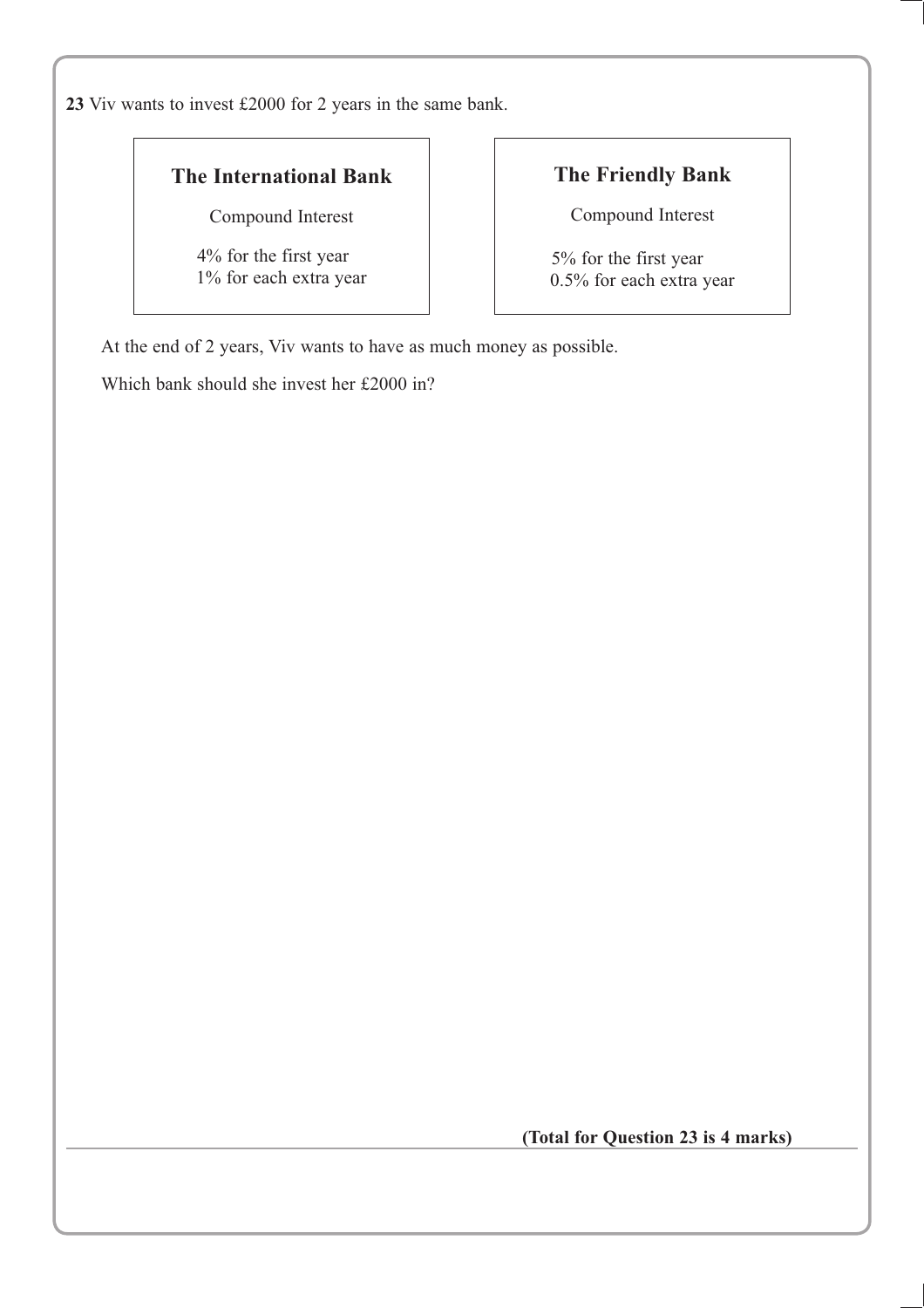**23** Viv wants to invest £2000 for 2 years in the same bank.

| **The International Bank** | **The Friendly Bank** |
|---|---|
| Compound Interest | Compound Interest |
| 4% for the first year<br>1% for each extra year | 5% for the first year<br>0.5% for each extra year |

At the end of 2 years, Viv wants to have as much money as possible.

Which bank should she invest her £2000 in?

**(Total for Question 23 is 4 marks)**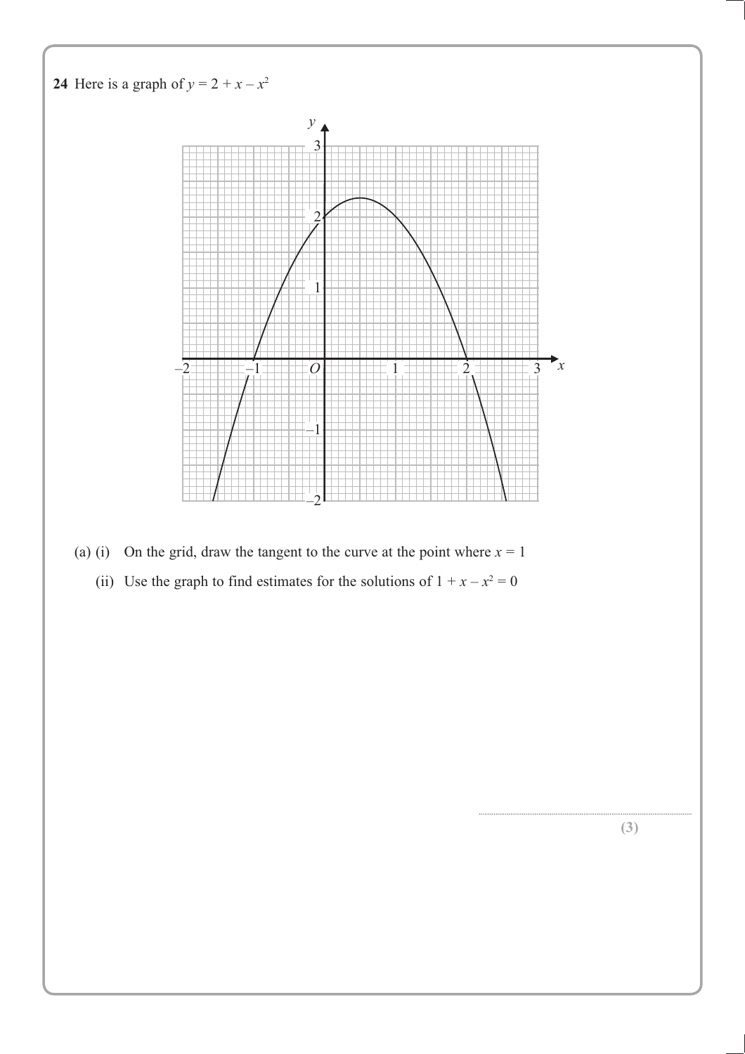**24** Here is a graph of $y = 2 + x - x^2$

(a) (i) On the grid, draw the tangent to the curve at the point where $x = 1$

(ii) Use the graph to find estimates for the solutions of $1 + x - x^2 = 0$

..............................................................

**(3)**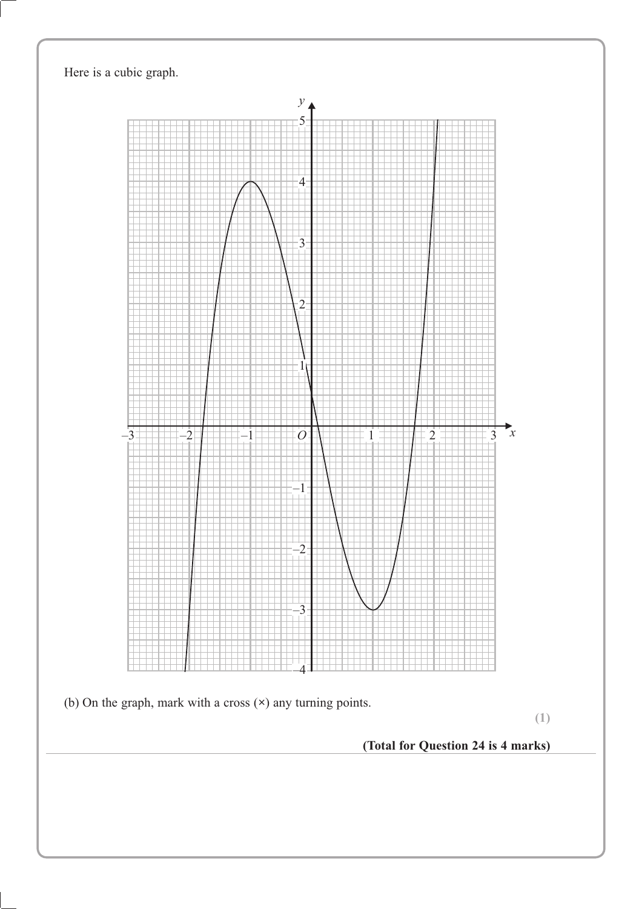Here is a cubic graph.

y

5

4

3

2

1

O

–1

–2

–3

–4

–3 –2 –1 1 2 3 x

(b) On the graph, mark with a cross (×) any turning points.

**(1)**

**(Total for Question 24 is 4 marks)**